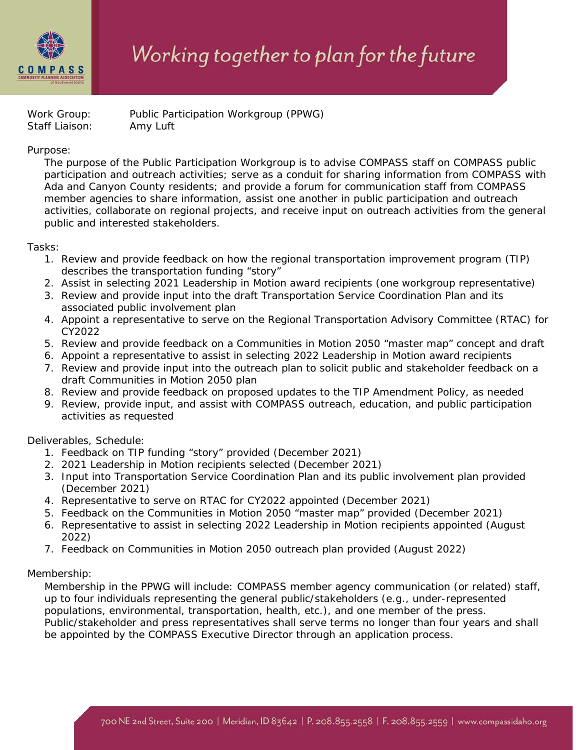Work Group: Public Participation Workgroup (PPWG)
Staff Liaison: Amy Luft

Purpose:

The purpose of the Public Participation Workgroup is to advise COMPASS staff on COMPASS public participation and outreach activities; serve as a conduit for sharing information from COMPASS with Ada and Canyon County residents; and provide a forum for communication staff from COMPASS member agencies to share information, assist one another in public participation and outreach activities, collaborate on regional projects, and receive input on outreach activities from the general public and interested stakeholders.

Tasks:

1. Review and provide feedback on how the regional transportation improvement program (TIP) describes the transportation funding "story"
2. Assist in selecting 2021 Leadership in Motion award recipients (one workgroup representative)
3. Review and provide input into the draft Transportation Service Coordination Plan and its associated public involvement plan
4. Appoint a representative to serve on the Regional Transportation Advisory Committee (RTAC) for CY2022
5. Review and provide feedback on a Communities in Motion 2050 "master map" concept and draft
6. Appoint a representative to assist in selecting 2022 Leadership in Motion award recipients
7. Review and provide input into the outreach plan to solicit public and stakeholder feedback on a draft Communities in Motion 2050 plan
8. Review and provide feedback on proposed updates to the TIP Amendment Policy, as needed
9. Review, provide input, and assist with COMPASS outreach, education, and public participation activities as requested

Deliverables, Schedule:

1. Feedback on TIP funding "story" provided (December 2021)
2. 2021 Leadership in Motion recipients selected (December 2021)
3. Input into Transportation Service Coordination Plan and its public involvement plan provided (December 2021)
4. Representative to serve on RTAC for CY2022 appointed (December 2021)
5. Feedback on the Communities in Motion 2050 "master map" provided (December 2021)
6. Representative to assist in selecting 2022 Leadership in Motion recipients appointed (August 2022)
7. Feedback on Communities in Motion 2050 outreach plan provided (August 2022)

Membership:

Membership in the PPWG will include: COMPASS member agency communication (or related) staff, up to four individuals representing the general public/stakeholders (e.g., under-represented populations, environmental, transportation, health, etc.), and one member of the press. Public/stakeholder and press representatives shall serve terms no longer than four years and shall be appointed by the COMPASS Executive Director through an application process.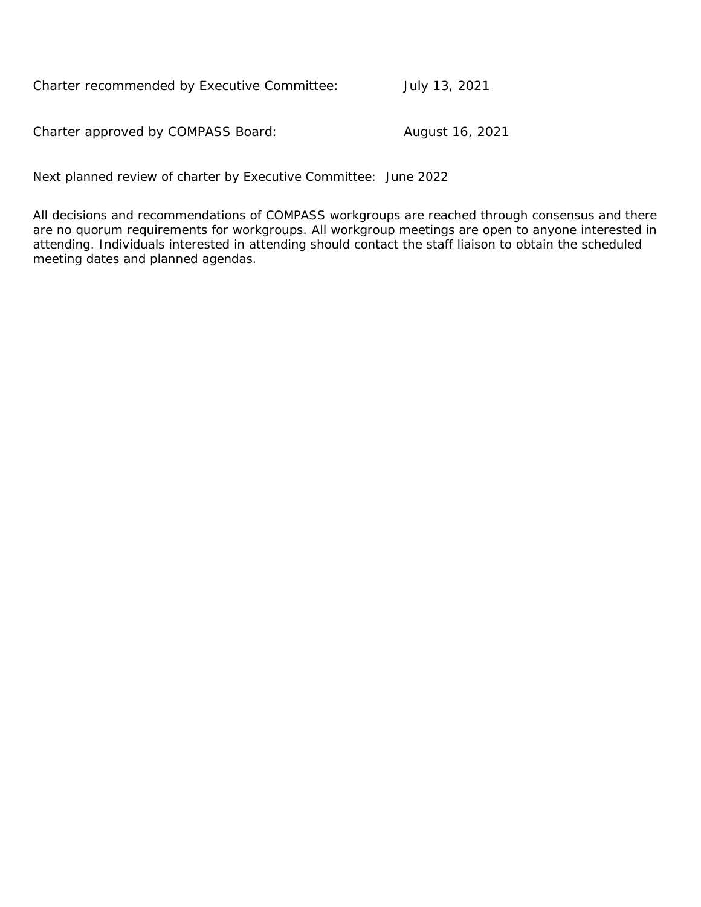Charter recommended by Executive Committee: July 13, 2021

Charter approved by COMPASS Board: August 16, 2021

Next planned review of charter by Executive Committee: June 2022

All decisions and recommendations of COMPASS workgroups are reached through consensus and there are no quorum requirements for workgroups. All workgroup meetings are open to anyone interested in attending. Individuals interested in attending should contact the staff liaison to obtain the scheduled meeting dates and planned agendas.